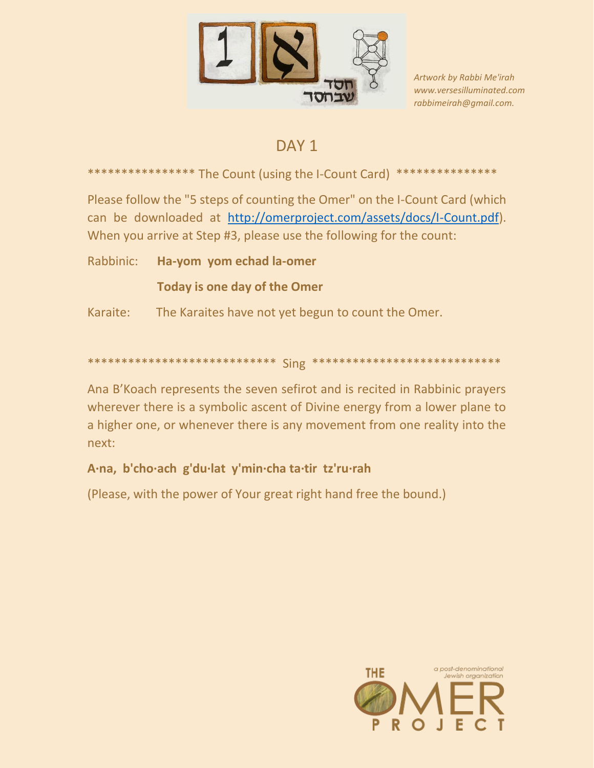*Artwork by Rabbi Me'irah*
*www.versesilluminated.com*
*rabbimeirah@gmail.com.*

# DAY 1

*************** The Count (using the I-Count Card) ***************

Please follow the "5 steps of counting the Omer" on the I-Count Card (which can be downloaded at [http://omerproject.com/assets/docs/I-Count.pdf](http://omerproject.com/assets/docs/I-Count.pdf)). When you arrive at Step #3, please use the following for the count:

Rabbinic: **Ha-yom yom echad la-omer**

**Today is one day of the Omer**

Karaite: The Karaites have not yet begun to count the Omer.

*************************** Sing ***************************

Ana B'Koach represents the seven sefirot and is recited in Rabbinic prayers wherever there is a symbolic ascent of Divine energy from a lower plane to a higher one, or whenever there is any movement from one reality into the next:

**A·na, b'cho·ach g'du·lat y'min·cha ta·tir tz'ru·rah**

(Please, with the power of Your great right hand free the bound.)

THE OMER PROJECT

*a post-denominational Jewish organization*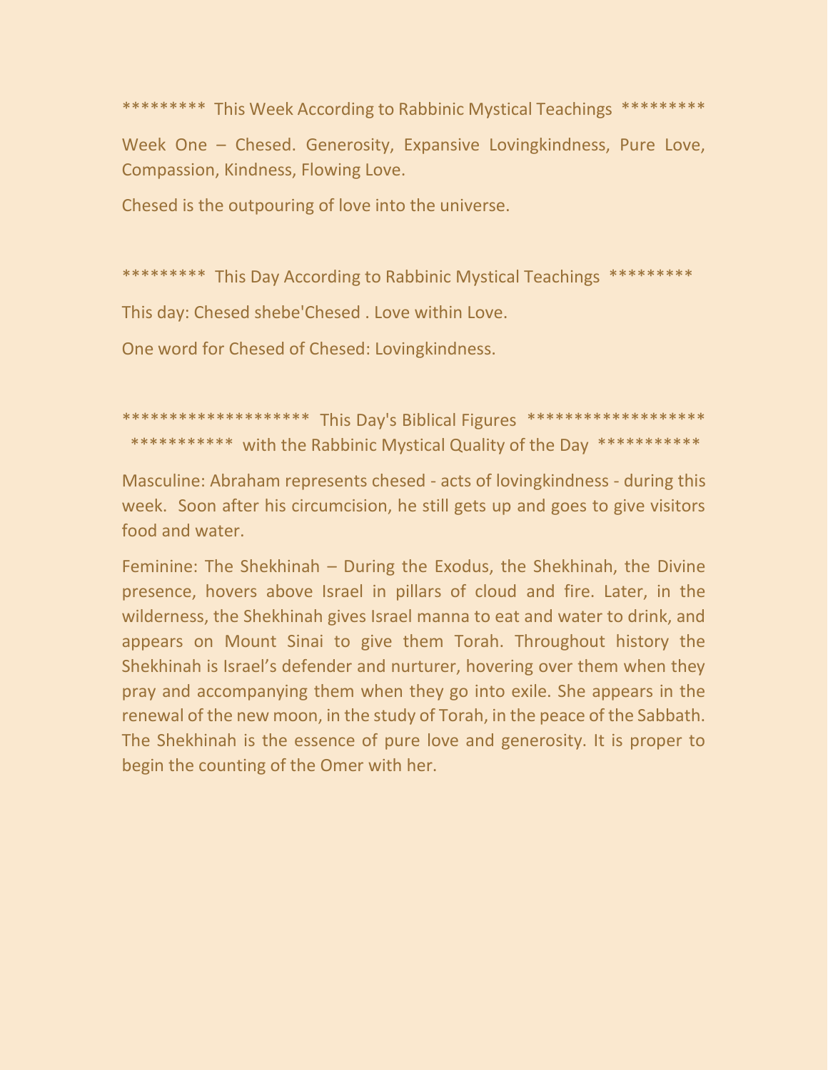********* This Week According to Rabbinic Mystical Teachings *********

Week One – Chesed. Generosity, Expansive Lovingkindness, Pure Love, Compassion, Kindness, Flowing Love.

Chesed is the outpouring of love into the universe.

********* This Day According to Rabbinic Mystical Teachings *********

This day: Chesed shebe'Chesed . Love within Love.

One word for Chesed of Chesed: Lovingkindness.

******************** This Day's Biblical Figures *******************
*********** with the Rabbinic Mystical Quality of the Day ***********

Masculine: Abraham represents chesed - acts of lovingkindness - during this week. Soon after his circumcision, he still gets up and goes to give visitors food and water.

Feminine: The Shekhinah – During the Exodus, the Shekhinah, the Divine presence, hovers above Israel in pillars of cloud and fire. Later, in the wilderness, the Shekhinah gives Israel manna to eat and water to drink, and appears on Mount Sinai to give them Torah. Throughout history the Shekhinah is Israel's defender and nurturer, hovering over them when they pray and accompanying them when they go into exile. She appears in the renewal of the new moon, in the study of Torah, in the peace of the Sabbath. The Shekhinah is the essence of pure love and generosity. It is proper to begin the counting of the Omer with her.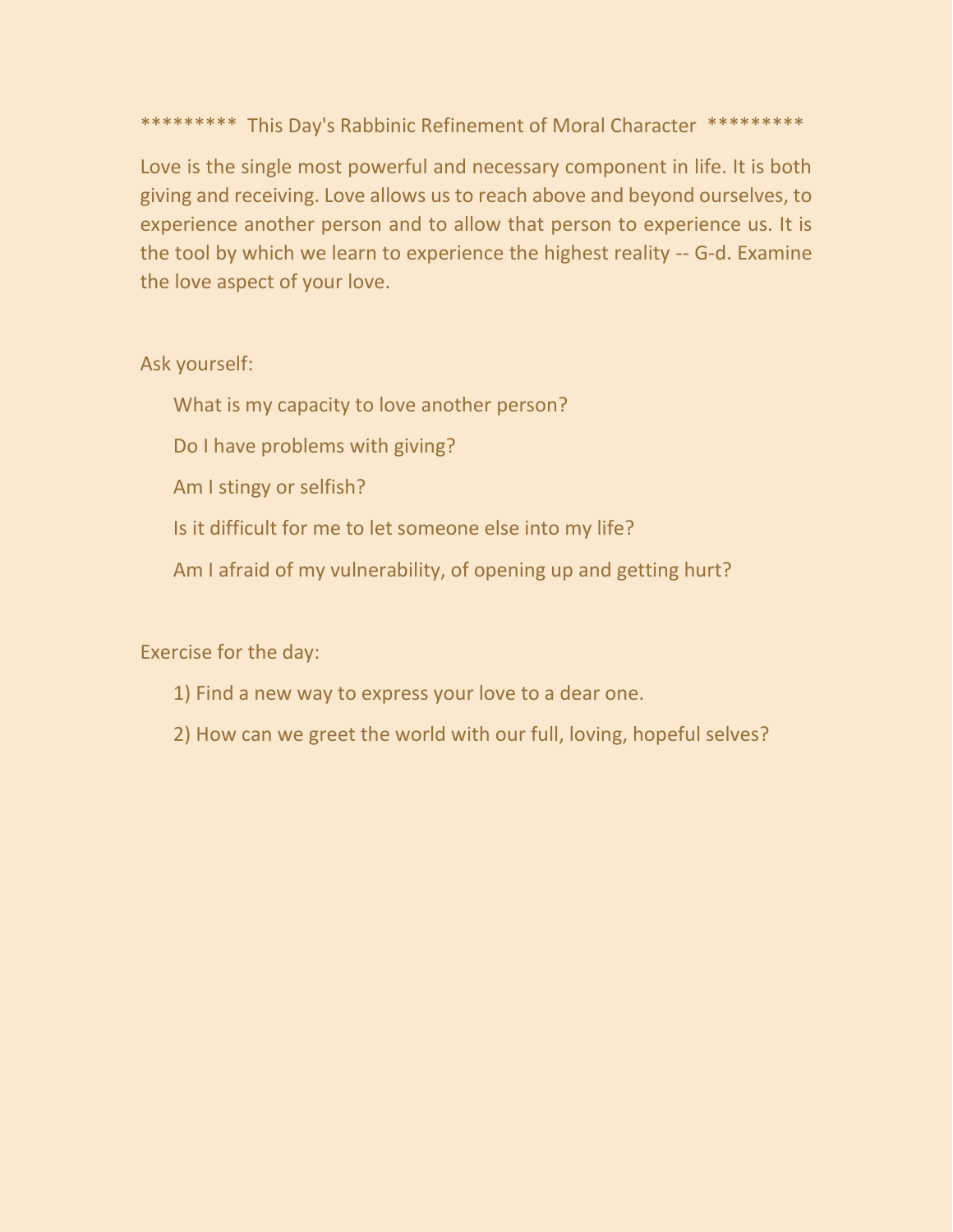********* This Day's Rabbinic Refinement of Moral Character *********

Love is the single most powerful and necessary component in life. It is both giving and receiving. Love allows us to reach above and beyond ourselves, to experience another person and to allow that person to experience us. It is the tool by which we learn to experience the highest reality -- G-d. Examine the love aspect of your love.

Ask yourself:

- What is my capacity to love another person?
- Do I have problems with giving?
- Am I stingy or selfish?
- Is it difficult for me to let someone else into my life?
- Am I afraid of my vulnerability, of opening up and getting hurt?

Exercise for the day:

1) Find a new way to express your love to a dear one.

2) How can we greet the world with our full, loving, hopeful selves?